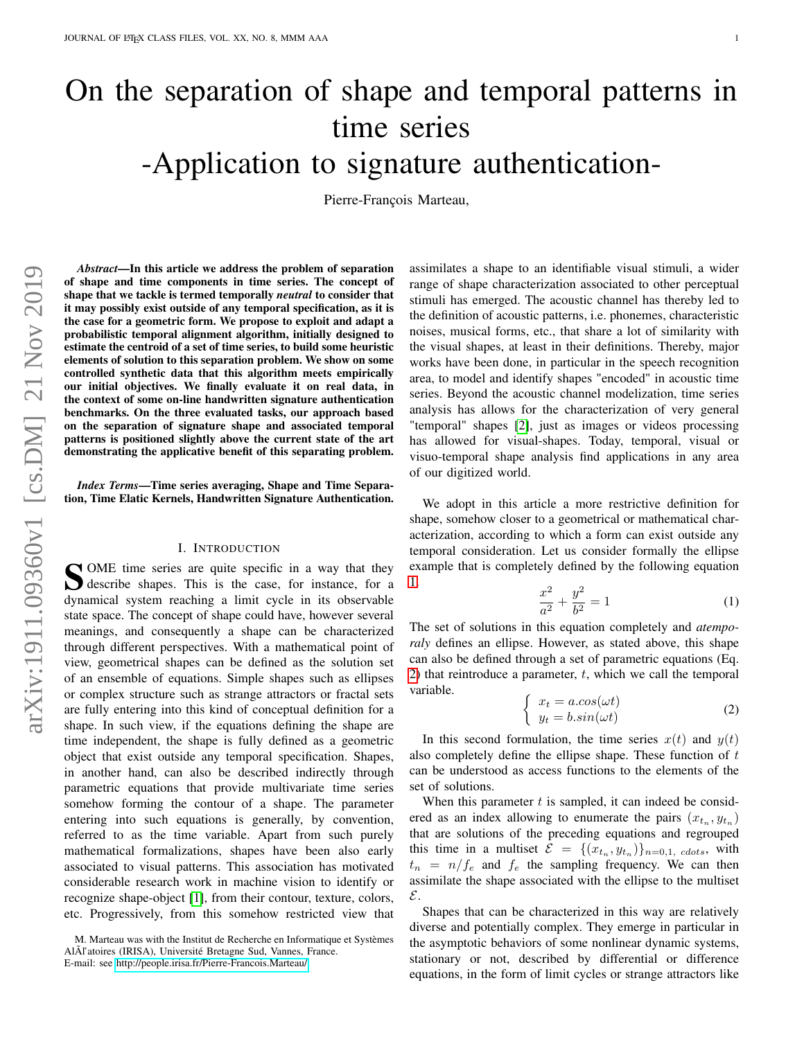# On the separation of shape and temporal patterns in time series -Application to signature authentication-

Pierre-François Marteau,

***Abstract*—In this article we address the problem of separation of shape and time components in time series. The concept of shape that we tackle is termed temporally *neutral* to consider that it may possibly exist outside of any temporal specification, as it is the case for a geometric form. We propose to exploit and adapt a probabilistic temporal alignment algorithm, initially designed to estimate the centroid of a set of time series, to build some heuristic elements of solution to this separation problem. We show on some controlled synthetic data that this algorithm meets empirically our initial objectives. We finally evaluate it on real data, in the context of some on-line handwritten signature authentication benchmarks. On the three evaluated tasks, our approach based on the separation of signature shape and associated temporal patterns is positioned slightly above the current state of the art demonstrating the applicative benefit of this separating problem.**

***Index Terms*—Time series averaging, Shape and Time Separation, Time Elatic Kernels, Handwritten Signature Authentication.**

## I. Introduction

Some time series are quite specific in a way that they describe shapes. This is the case, for instance, for a dynamical system reaching a limit cycle in its observable state space. The concept of shape could have, however several meanings, and consequently a shape can be characterized through different perspectives. With a mathematical point of view, geometrical shapes can be defined as the solution set of an ensemble of equations. Simple shapes such as ellipses or complex structure such as strange attractors or fractal sets are fully entering into this kind of conceptual definition for a shape. In such view, if the equations defining the shape are time independent, the shape is fully defined as a geometric object that exist outside any temporal specification. Shapes, in another hand, can also be described indirectly through parametric equations that provide multivariate time series somehow forming the contour of a shape. The parameter entering into such equations is generally, by convention, referred to as the time variable. Apart from such purely mathematical formalizations, shapes have been also early associated to visual patterns. This association has motivated considerable research work in machine vision to identify or recognize shape-object [1], from their contour, texture, colors, etc. Progressively, from this somehow restricted view that assimilates a shape to an identifiable visual stimuli, a wider range of shape characterization associated to other perceptual stimuli has emerged. The acoustic channel has thereby led to the definition of acoustic patterns, i.e. phonemes, characteristic noises, musical forms, etc., that share a lot of similarity with the visual shapes, at least in their definitions. Thereby, major works have been done, in particular in the speech recognition area, to model and identify shapes "encoded" in acoustic time series. Beyond the acoustic channel modelization, time series analysis has allows for the characterization of very general "temporal" shapes [2], just as images or videos processing has allowed for visual-shapes. Today, temporal, visual or visuo-temporal shape analysis find applications in any area of our digitized world.

We adopt in this article a more restrictive definition for shape, somehow closer to a geometrical or mathematical characterization, according to which a form can exist outside any temporal consideration. Let us consider formally the ellipse example that is completely defined by the following equation 1.

$$\frac{x^2}{a^2} + \frac{y^2}{b^2} = 1 \tag{1}$$

The set of solutions in this equation completely and *atemporaly* defines an ellipse. However, as stated above, this shape can also be defined through a set of parametric equations (Eq. 2) that reintroduce a parameter, $t$, which we call the temporal variable.

$$\begin{cases} x_t = a.cos(\omega t) \\ y_t = b.sin(\omega t) \end{cases} \tag{2}$$

In this second formulation, the time series $x(t)$ and $y(t)$ also completely define the ellipse shape. These function of $t$ can be understood as access functions to the elements of the set of solutions.

When this parameter $t$ is sampled, it can indeed be considered as an index allowing to enumerate the pairs $(x_{t_n}, y_{t_n})$ that are solutions of the preceding equations and regrouped this time in a multiset $\mathcal{E} = \{(x_{t_n}, y_{t_n})\}_{n=0,1,\ cdots}$, with $t_n = n/f_e$ and $f_e$ the sampling frequency. We can then assimilate the shape associated with the ellipse to the multiset $\mathcal{E}$.

Shapes that can be characterized in this way are relatively diverse and potentially complex. They emerge in particular in the asymptotic behaviors of some nonlinear dynamic systems, stationary or not, described by differential or difference equations, in the form of limit cycles or strange attractors like

M. Marteau was with the Institut de Recherche en Informatique et Systèmes AlÃľatoires (IRISA), Université Bretagne Sud, Vannes, France.
E-mail: see http://people.irisa.fr/Pierre-Francois.Marteau/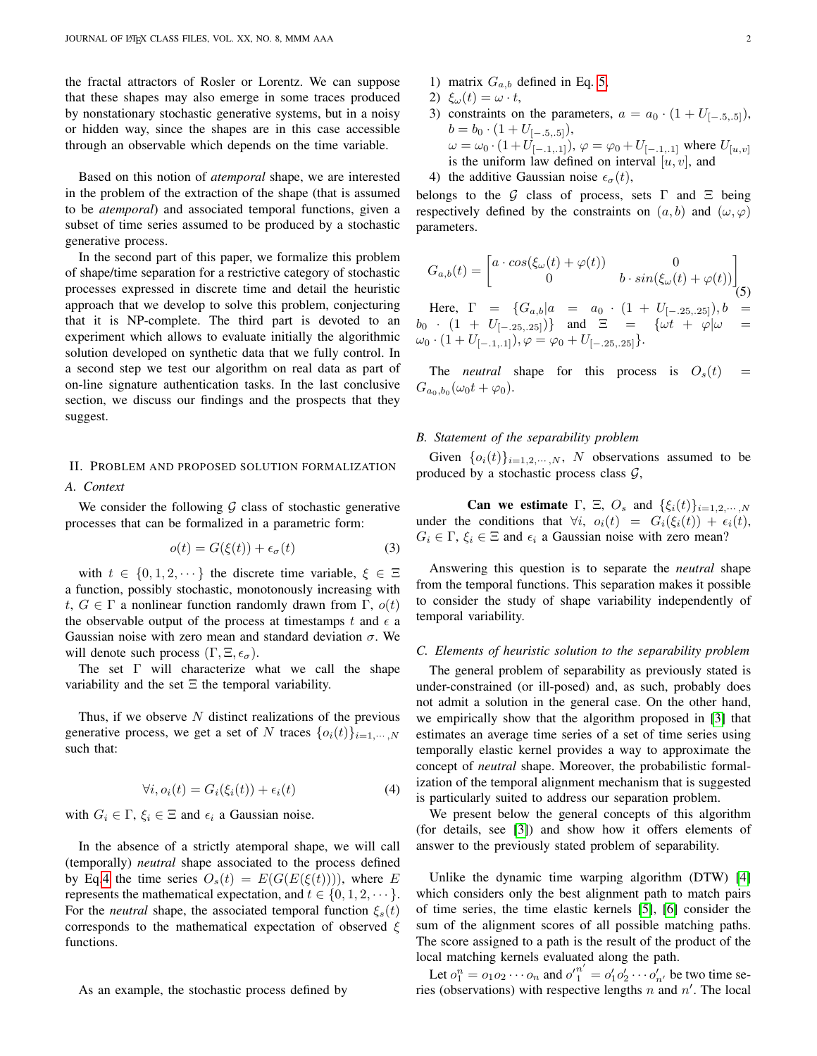the fractal attractors of Rosler or Lorentz. We can suppose that these shapes may also emerge in some traces produced by nonstationary stochastic generative systems, but in a noisy or hidden way, since the shapes are in this case accessible through an observable which depends on the time variable.

Based on this notion of *atemporal* shape, we are interested in the problem of the extraction of the shape (that is assumed to be *atemporal*) and associated temporal functions, given a subset of time series assumed to be produced by a stochastic generative process.

In the second part of this paper, we formalize this problem of shape/time separation for a restrictive category of stochastic processes expressed in discrete time and detail the heuristic approach that we develop to solve this problem, conjecturing that it is NP-complete. The third part is devoted to an experiment which allows to evaluate initially the algorithmic solution developed on synthetic data that we fully control. In a second step we test our algorithm on real data as part of on-line signature authentication tasks. In the last conclusive section, we discuss our findings and the prospects that they suggest.

## II. Problem and proposed solution formalization

### A. Context

We consider the following $\mathcal{G}$ class of stochastic generative processes that can be formalized in a parametric form:

$$o(t) = G(\xi(t)) + \epsilon_\sigma(t) \tag{3}$$

with $t \in \{0, 1, 2, \cdots\}$ the discrete time variable, $\xi \in \Xi$ a function, possibly stochastic, monotonously increasing with $t$, $G \in \Gamma$ a nonlinear function randomly drawn from $\Gamma$, $o(t)$ the observable output of the process at timestamps $t$ and $\epsilon$ a Gaussian noise with zero mean and standard deviation $\sigma$. We will denote such process $(\Gamma, \Xi, \epsilon_\sigma)$.

The set $\Gamma$ will characterize what we call the shape variability and the set $\Xi$ the temporal variability.

Thus, if we observe $N$ distinct realizations of the previous generative process, we get a set of $N$ traces $\{o_i(t)\}_{i=1,\cdots,N}$ such that:

$$\forall i, o_i(t) = G_i(\xi_i(t)) + \epsilon_i(t) \tag{4}$$

with $G_i \in \Gamma$, $\xi_i \in \Xi$ and $\epsilon_i$ a Gaussian noise.

In the absence of a strictly atemporal shape, we will call (temporally) *neutral* shape associated to the process defined by Eq.4 the time series $O_s(t) = E(G(E(\xi(t))))$, where $E$ represents the mathematical expectation, and $t \in \{0, 1, 2, \cdots\}$. For the *neutral* shape, the associated temporal function $\xi_s(t)$ corresponds to the mathematical expectation of observed $\xi$ functions.

As an example, the stochastic process defined by

1) matrix $G_{a,b}$ defined in Eq. 5,
2) $\xi_\omega(t) = \omega \cdot t$,
3) constraints on the parameters, $a = a_0 \cdot (1 + U_{[-.5,.5]})$, $b = b_0 \cdot (1 + U_{[-.5,.5]})$, $\omega = \omega_0 \cdot (1 + U_{[-.1,.1]})$, $\varphi = \varphi_0 + U_{[-.1,.1]}$ where $U_{[u,v]}$ is the uniform law defined on interval $[u, v]$, and
4) the additive Gaussian noise $\epsilon_\sigma(t)$,

belongs to the $\mathcal{G}$ class of process, sets $\Gamma$ and $\Xi$ being respectively defined by the constraints on $(a, b)$ and $(\omega, \varphi)$ parameters.

$$G_{a,b}(t) = \begin{bmatrix} a \cdot cos(\xi_\omega(t) + \varphi(t)) & 0 \\ 0 & b \cdot sin(\xi_\omega(t) + \varphi(t)) \end{bmatrix} \tag{5}$$

Here, $\Gamma = \{G_{a,b} | a = a_0 \cdot (1 + U_{[-.25,.25]}), b = b_0 \cdot (1 + U_{[-.25,.25]})\}$ and $\Xi = \{\omega t + \varphi | \omega = \omega_0 \cdot (1 + U_{[-.1,.1]}), \varphi = \varphi_0 + U_{[-.25,.25]}\}$.

The *neutral* shape for this process is $O_s(t) = G_{a_0,b_0}(\omega_0 t + \varphi_0)$.

### B. Statement of the separability problem

Given $\{o_i(t)\}_{i=1,2,\cdots,N}$, $N$ observations assumed to be produced by a stochastic process class $\mathcal{G}$,

**Can we estimate** $\Gamma$, $\Xi$, $O_s$ and $\{\xi_i(t)\}_{i=1,2,\cdots,N}$ under the conditions that $\forall i$, $o_i(t) = G_i(\xi_i(t)) + \epsilon_i(t)$, $G_i \in \Gamma$, $\xi_i \in \Xi$ and $\epsilon_i$ a Gaussian noise with zero mean?

Answering this question is to separate the *neutral* shape from the temporal functions. This separation makes it possible to consider the study of shape variability independently of temporal variability.

### C. Elements of heuristic solution to the separability problem

The general problem of separability as previously stated is under-constrained (or ill-posed) and, as such, probably does not admit a solution in the general case. On the other hand, we empirically show that the algorithm proposed in [3] that estimates an average time series of a set of time series using temporally elastic kernel provides a way to approximate the concept of *neutral* shape. Moreover, the probabilistic formalization of the temporal alignment mechanism that is suggested is particularly suited to address our separation problem.

We present below the general concepts of this algorithm (for details, see [3]) and show how it offers elements of answer to the previously stated problem of separability.

Unlike the dynamic time warping algorithm (DTW) [4] which considers only the best alignment path to match pairs of time series, the time elastic kernels [5], [6] consider the sum of the alignment scores of all possible matching paths. The score assigned to a path is the result of the product of the local matching kernels evaluated along the path.

Let $o_1^n = o_1 o_2 \cdots o_n$ and $o'^{n'}_1 = o'_1 o'_2 \cdots o'_{n'}$ be two time series (observations) with respective lengths $n$ and $n'$. The local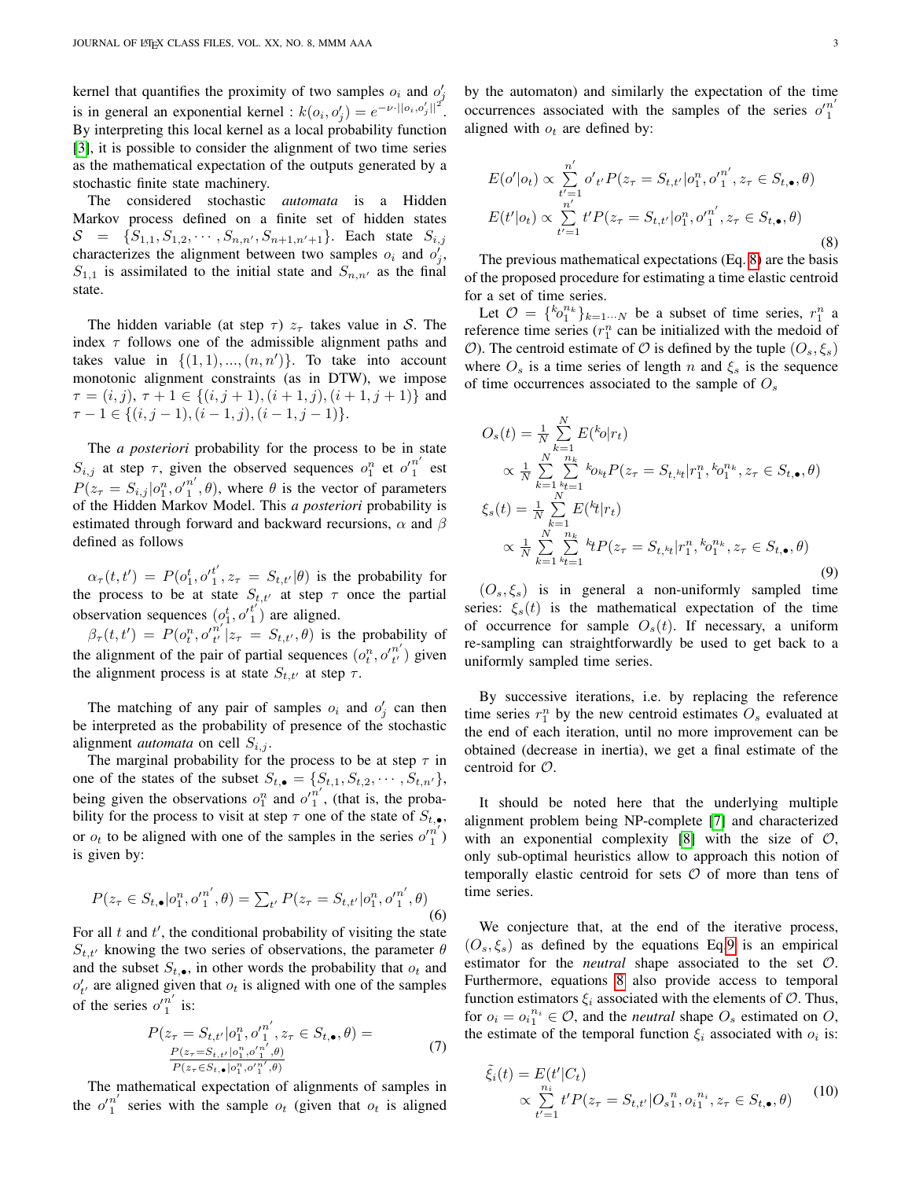kernel that quantifies the proximity of two samples $o_i$ and $o'_j$ is in general an exponential kernel : $k(o_i, o'_j) = e^{-\nu \cdot ||o_i, o'_j||^2}$. By interpreting this local kernel as a local probability function [3], it is possible to consider the alignment of two time series as the mathematical expectation of the outputs generated by a stochastic finite state machinery.

The considered stochastic *automata* is a Hidden Markov process defined on a finite set of hidden states $\mathcal{S} = \{S_{1,1}, S_{1,2}, \cdots, S_{n,n'}, S_{n+1,n'+1}\}$. Each state $S_{i,j}$ characterizes the alignment between two samples $o_i$ and $o'_j$, $S_{1,1}$ is assimilated to the initial state and $S_{n,n'}$ as the final state.

The hidden variable (at step $\tau$) $z_\tau$ takes value in $\mathcal{S}$. The index $\tau$ follows one of the admissible alignment paths and takes value in $\{(1,1), ..., (n,n')\}$. To take into account monotonic alignment constraints (as in DTW), we impose $\tau = (i,j)$, $\tau + 1 \in \{(i, j+1), (i+1, j), (i+1, j+1)\}$ and $\tau - 1 \in \{(i, j-1), (i-1, j), (i-1, j-1)\}$.

The *a posteriori* probability for the process to be in state $S_{i,j}$ at step $\tau$, given the observed sequences $o_1^n$ et ${o'}_1^{n'}$ est $P(z_\tau = S_{i,j} | o_1^n, {o'}_1^{n'}, \theta)$, where $\theta$ is the vector of parameters of the Hidden Markov Model. This *a posteriori* probability is estimated through forward and backward recursions, $\alpha$ and $\beta$ defined as follows

$\alpha_\tau(t,t') = P(o_1^t, {o'}_1^{t'}, z_\tau = S_{t,t'} | \theta)$ is the probability for the process to be at state $S_{t,t'}$ at step $\tau$ once the partial observation sequences $(o_1^t, {o'}_1^{t'})$ are aligned.

$\beta_\tau(t,t') = P(o_t^n, {o'}_{t'}^{n'} | z_\tau = S_{t,t'}, \theta)$ is the probability of the alignment of the pair of partial sequences $(o_t^n, {o'}_{t'}^{n'})$ given the alignment process is at state $S_{t,t'}$ at step $\tau$.

The matching of any pair of samples $o_i$ and $o'_j$ can then be interpreted as the probability of presence of the stochastic alignment *automata* on cell $S_{i,j}$.

The marginal probability for the process to be at step $\tau$ in one of the states of the subset $S_{t,\bullet} = \{S_{t,1}, S_{t,2}, \cdots, S_{t,n'}\}$, being given the observations $o_1^n$ and ${o'}_1^{n'}$, (that is, the probability for the process to visit at step $\tau$ one of the state of $S_{t,\bullet}$, or $o_t$ to be aligned with one of the samples in the series ${o'}_1^{n'}$) is given by:

$$P(z_\tau \in S_{t,\bullet} | o_1^n, {o'}_1^{n'}, \theta) = \sum_{t'} P(z_\tau = S_{t,t'} | o_1^n, {o'}_1^{n'}, \theta) \tag{6}$$

For all $t$ and $t'$, the conditional probability of visiting the state $S_{t,t'}$ knowing the two series of observations, the parameter $\theta$ and the subset $S_{t,\bullet}$, in other words the probability that $o_t$ and $o'_{t'}$ are aligned given that $o_t$ is aligned with one of the samples of the series ${o'}_1^{n'}$ is:

$$P(z_\tau = S_{t,t'} | o_1^n, {o'}_1^{n'}, z_\tau \in S_{t,\bullet}, \theta) = \frac{P(z_\tau = S_{t,t'} | o_1^n, {o'}_1^{n'}, \theta)}{P(z_\tau \in S_{t,\bullet} | o_1^n, {o'}_1^{n'}, \theta)} \tag{7}$$

The mathematical expectation of alignments of samples in the ${o'}_1^{n'}$ series with the sample $o_t$ (given that $o_t$ is aligned by the automaton) and similarly the expectation of the time occurrences associated with the samples of the series ${o'}_1^{n'}$ aligned with $o_t$ are defined by:

$$\begin{aligned} E(o'|o_t) &\propto \sum_{t'=1}^{n'} {o'}_{t'} P(z_\tau = S_{t,t'} | o_1^n, {o'}_1^{n'}, z_\tau \in S_{t,\bullet}, \theta) \\ E(t'|o_t) &\propto \sum_{t'=1}^{n'} t' P(z_\tau = S_{t,t'} | o_1^n, {o'}_1^{n'}, z_\tau \in S_{t,\bullet}, \theta) \end{aligned} \tag{8}$$

The previous mathematical expectations (Eq. 8) are the basis of the proposed procedure for estimating a time elastic centroid for a set of time series.

Let $\mathcal{O} = \{{}^k o_1^{n_k}\}_{k=1 \cdots N}$ be a subset of time series, $r_1^n$ a reference time series ($r_1^n$ can be initialized with the medoid of $\mathcal{O}$). The centroid estimate of $\mathcal{O}$ is defined by the tuple $(O_s, \xi_s)$ where $O_s$ is a time series of length $n$ and $\xi_s$ is the sequence of time occurrences associated to the sample of $O_s$

$$\begin{aligned} O_s(t) &= \frac{1}{N} \sum_{k=1}^{N} E({}^k o | r_t) \\ &\propto \frac{1}{N} \sum_{k=1}^{N} \sum_{{}^k t=1}^{n_k} {}^k o_{{}^k t} P(z_\tau = S_{t,{}^k t} | r_1^n, {}^k o_1^{n_k}, z_\tau \in S_{t,\bullet}, \theta) \\ \xi_s(t) &= \frac{1}{N} \sum_{k=1}^{N} E({}^k t | r_t) \\ &\propto \frac{1}{N} \sum_{k=1}^{N} \sum_{{}^k t=1}^{n_k} {}^k t P(z_\tau = S_{t,{}^k t} | r_1^n, {}^k o_1^{n_k}, z_\tau \in S_{t,\bullet}, \theta) \end{aligned} \tag{9}$$

$(O_s, \xi_s)$ is in general a non-uniformly sampled time series: $\xi_s(t)$ is the mathematical expectation of the time of occurrence for sample $O_s(t)$. If necessary, a uniform re-sampling can straightforwardly be used to get back to a uniformly sampled time series.

By successive iterations, i.e. by replacing the reference time series $r_1^n$ by the new centroid estimates $O_s$ evaluated at the end of each iteration, until no more improvement can be obtained (decrease in inertia), we get a final estimate of the centroid for $\mathcal{O}$.

It should be noted here that the underlying multiple alignment problem being NP-complete [7] and characterized with an exponential complexity [8] with the size of $\mathcal{O}$, only sub-optimal heuristics allow to approach this notion of temporally elastic centroid for sets $\mathcal{O}$ of more than tens of time series.

We conjecture that, at the end of the iterative process, $(O_s, \xi_s)$ as defined by the equations Eq.9 is an empirical estimator for the *neutral* shape associated to the set $\mathcal{O}$. Furthermore, equations 8 also provide access to temporal function estimators $\xi_i$ associated with the elements of $\mathcal{O}$. Thus, for $o_i = {o_i}_1^{n_i} \in \mathcal{O}$, and the *neutral* shape $O_s$ estimated on $O$, the estimate of the temporal function $\xi_i$ associated with $o_i$ is:

$$\begin{aligned} \tilde{\xi}_i(t) &= E(t'|C_t) \\ &\propto \sum_{t'=1}^{n_i} t' P(z_\tau = S_{t,t'} | {O_s}_1^n, {o_i}_1^{n_i}, z_\tau \in S_{t,\bullet}, \theta) \end{aligned} \tag{10}$$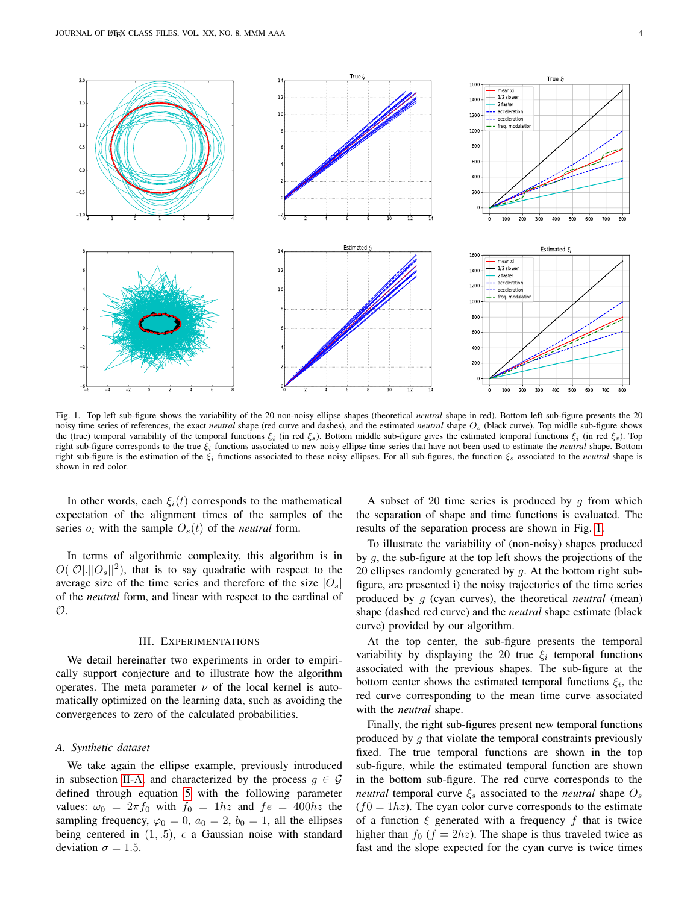Fig. 1. Top left sub-figure shows the variability of the 20 non-noisy ellipse shapes (theoretical *neutral* shape in red). Bottom left sub-figure presents the 20 noisy time series of references, the exact *neutral* shape (red curve and dashes), and the estimated *neutral* shape $O_s$ (black curve). Top midle sub-figure shows the (true) temporal variability of the temporal functions $\xi_i$ (in red $\xi_s$). Bottom middle sub-figure gives the estimated temporal functions $\xi_i$ (in red $\xi_s$). Top right sub-figure corresponds to the true $\xi_i$ functions associated to new noisy ellipse time series that have not been used to estimate the *neutral* shape. Bottom right sub-figure is the estimation of the $\xi_i$ functions associated to these noisy ellipses. For all sub-figures, the function $\xi_s$ associated to the *neutral* shape is shown in red color.

In other words, each $\xi_i(t)$ corresponds to the mathematical expectation of the alignment times of the samples of the series $o_i$ with the sample $O_s(t)$ of the *neutral* form.

In terms of algorithmic complexity, this algorithm is in $O(|\mathcal{O}|.||O_s||^2)$, that is to say quadratic with respect to the average size of the time series and therefore of the size $|O_s|$ of the *neutral* form, and linear with respect to the cardinal of $\mathcal{O}$.

## III. Experimentations

We detail hereinafter two experiments in order to empirically support conjecture and to illustrate how the algorithm operates. The meta parameter $\nu$ of the local kernel is automatically optimized on the learning data, such as avoiding the convergences to zero of the calculated probabilities.

### A. Synthetic dataset

We take again the ellipse example, previously introduced in subsection II-A, and characterized by the process $g \in \mathcal{G}$ defined through equation 5 with the following parameter values: $\omega_0 = 2\pi f_0$ with $f_0 = 1hz$ and $fe = 400hz$ the sampling frequency, $\varphi_0 = 0$, $a_0 = 2$, $b_0 = 1$, all the ellipses being centered in $(1, .5)$, $\epsilon$ a Gaussian noise with standard deviation $\sigma = 1.5$.

A subset of 20 time series is produced by $g$ from which the separation of shape and time functions is evaluated. The results of the separation process are shown in Fig. 1.

To illustrate the variability of (non-noisy) shapes produced by $g$, the sub-figure at the top left shows the projections of the 20 ellipses randomly generated by $g$. At the bottom right sub-figure, are presented i) the noisy trajectories of the time series produced by $g$ (cyan curves), the theoretical *neutral* (mean) shape (dashed red curve) and the *neutral* shape estimate (black curve) provided by our algorithm.

At the top center, the sub-figure presents the temporal variability by displaying the 20 true $\xi_i$ temporal functions associated with the previous shapes. The sub-figure at the bottom center shows the estimated temporal functions $\xi_i$, the red curve corresponding to the mean time curve associated with the *neutral* shape.

Finally, the right sub-figures present new temporal functions produced by $g$ that violate the temporal constraints previously fixed. The true temporal functions are shown in the top sub-figure, while the estimated temporal function are shown in the bottom sub-figure. The red curve corresponds to the *neutral* temporal curve $\xi_s$ associated to the *neutral* shape $O_s$ ($f0 = 1hz$). The cyan color curve corresponds to the estimate of a function $\xi$ generated with a frequency $f$ that is twice higher than $f_0$ ($f = 2hz$). The shape is thus traveled twice as fast and the slope expected for the cyan curve is twice times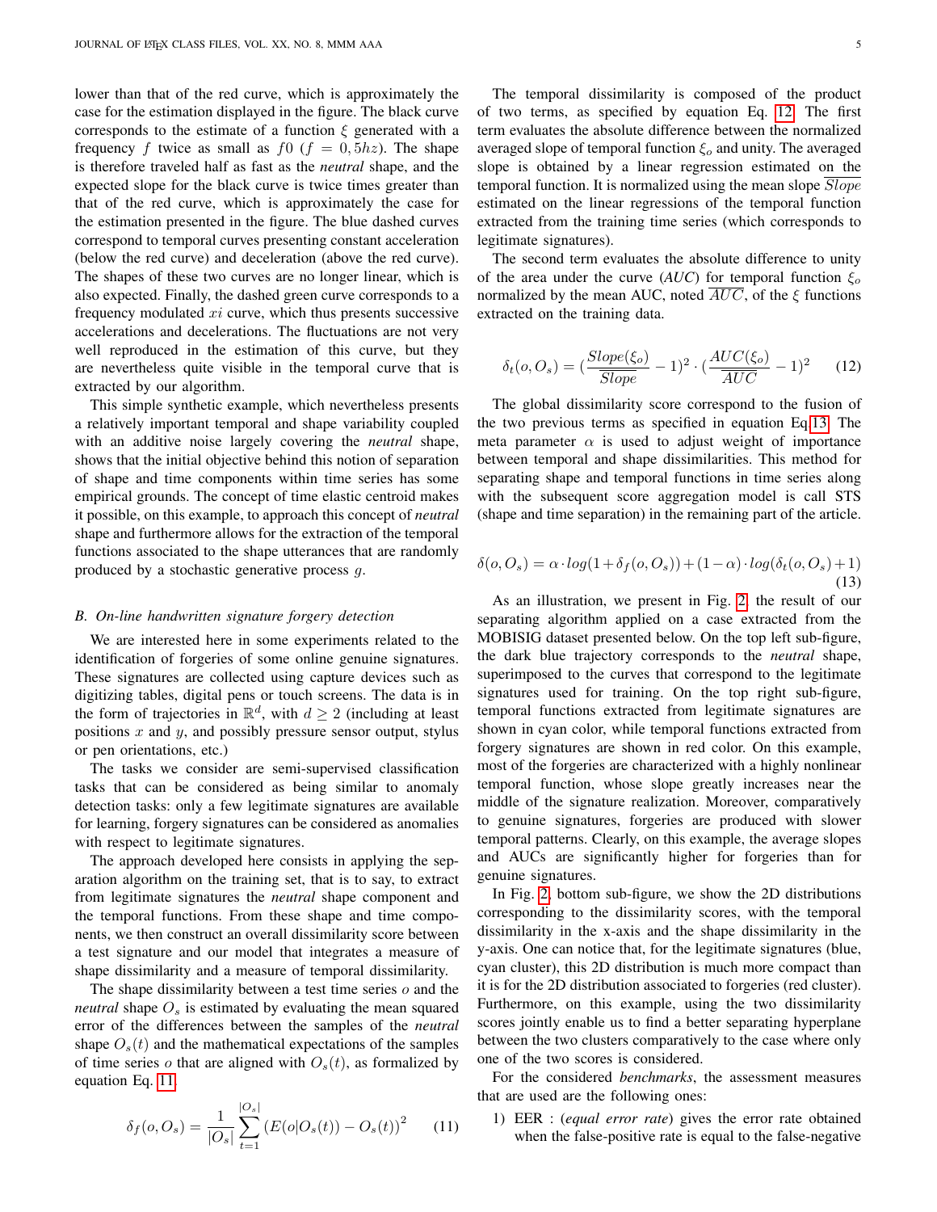lower than that of the red curve, which is approximately the case for the estimation displayed in the figure. The black curve corresponds to the estimate of a function $\xi$ generated with a frequency $f$ twice as small as $f0$ ($f = 0,5hz$). The shape is therefore traveled half as fast as the *neutral* shape, and the expected slope for the black curve is twice times greater than that of the red curve, which is approximately the case for the estimation presented in the figure. The blue dashed curves correspond to temporal curves presenting constant acceleration (below the red curve) and deceleration (above the red curve). The shapes of these two curves are no longer linear, which is also expected. Finally, the dashed green curve corresponds to a frequency modulated $xi$ curve, which thus presents successive accelerations and decelerations. The fluctuations are not very well reproduced in the estimation of this curve, but they are nevertheless quite visible in the temporal curve that is extracted by our algorithm.

This simple synthetic example, which nevertheless presents a relatively important temporal and shape variability coupled with an additive noise largely covering the *neutral* shape, shows that the initial objective behind this notion of separation of shape and time components within time series has some empirical grounds. The concept of time elastic centroid makes it possible, on this example, to approach this concept of *neutral* shape and furthermore allows for the extraction of the temporal functions associated to the shape utterances that are randomly produced by a stochastic generative process $g$.

### B. On-line handwritten signature forgery detection

We are interested here in some experiments related to the identification of forgeries of some online genuine signatures. These signatures are collected using capture devices such as digitizing tables, digital pens or touch screens. The data is in the form of trajectories in $\mathbb{R}^d$, with $d \geq 2$ (including at least positions $x$ and $y$, and possibly pressure sensor output, stylus or pen orientations, etc.)

The tasks we consider are semi-supervised classification tasks that can be considered as being similar to anomaly detection tasks: only a few legitimate signatures are available for learning, forgery signatures can be considered as anomalies with respect to legitimate signatures.

The approach developed here consists in applying the separation algorithm on the training set, that is to say, to extract from legitimate signatures the *neutral* shape component and the temporal functions. From these shape and time components, we then construct an overall dissimilarity score between a test signature and our model that integrates a measure of shape dissimilarity and a measure of temporal dissimilarity.

The shape dissimilarity between a test time series $o$ and the *neutral* shape $O_s$ is estimated by evaluating the mean squared error of the differences between the samples of the *neutral* shape $O_s(t)$ and the mathematical expectations of the samples of time series $o$ that are aligned with $O_s(t)$, as formalized by equation Eq. 11.

$$\delta_f(o, O_s) = \frac{1}{|O_s|} \sum_{t=1}^{|O_s|} \left(E(o|O_s(t)) - O_s(t)\right)^2 \qquad (11)$$

The temporal dissimilarity is composed of the product of two terms, as specified by equation Eq. 12. The first term evaluates the absolute difference between the normalized averaged slope of temporal function $\xi_o$ and unity. The averaged slope is obtained by a linear regression estimated on the temporal function. It is normalized using the mean slope $\overline{Slope}$ estimated on the linear regressions of the temporal function extracted from the training time series (which corresponds to legitimate signatures).

The second term evaluates the absolute difference to unity of the area under the curve (*AUC*) for temporal function $\xi_o$ normalized by the mean AUC, noted $\overline{AUC}$, of the $\xi$ functions extracted on the training data.

$$\delta_t(o, O_s) = \left(\frac{Slope(\xi_o)}{\overline{Slope}} - 1\right)^2 \cdot \left(\frac{AUC(\xi_o)}{\overline{AUC}} - 1\right)^2 \qquad (12)$$

The global dissimilarity score correspond to the fusion of the two previous terms as specified in equation Eq.13. The meta parameter $\alpha$ is used to adjust weight of importance between temporal and shape dissimilarities. This method for separating shape and temporal functions in time series along with the subsequent score aggregation model is call STS (shape and time separation) in the remaining part of the article.

$$\delta(o, O_s) = \alpha \cdot log(1 + \delta_f(o, O_s)) + (1 - \alpha) \cdot log(\delta_t(o, O_s) + 1) \qquad (13)$$

As an illustration, we present in Fig. 2, the result of our separating algorithm applied on a case extracted from the MOBISIG dataset presented below. On the top left sub-figure, the dark blue trajectory corresponds to the *neutral* shape, superimposed to the curves that correspond to the legitimate signatures used for training. On the top right sub-figure, temporal functions extracted from legitimate signatures are shown in cyan color, while temporal functions extracted from forgery signatures are shown in red color. On this example, most of the forgeries are characterized with a highly nonlinear temporal function, whose slope greatly increases near the middle of the signature realization. Moreover, comparatively to genuine signatures, forgeries are produced with slower temporal patterns. Clearly, on this example, the average slopes and AUCs are significantly higher for forgeries than for genuine signatures.

In Fig. 2, bottom sub-figure, we show the 2D distributions corresponding to the dissimilarity scores, with the temporal dissimilarity in the x-axis and the shape dissimilarity in the y-axis. One can notice that, for the legitimate signatures (blue, cyan cluster), this 2D distribution is much more compact than it is for the 2D distribution associated to forgeries (red cluster). Furthermore, on this example, using the two dissimilarity scores jointly enable us to find a better separating hyperplane between the two clusters comparatively to the case where only one of the two scores is considered.

For the considered *benchmarks*, the assessment measures that are used are the following ones:

1) EER : (*equal error rate*) gives the error rate obtained when the false-positive rate is equal to the false-negative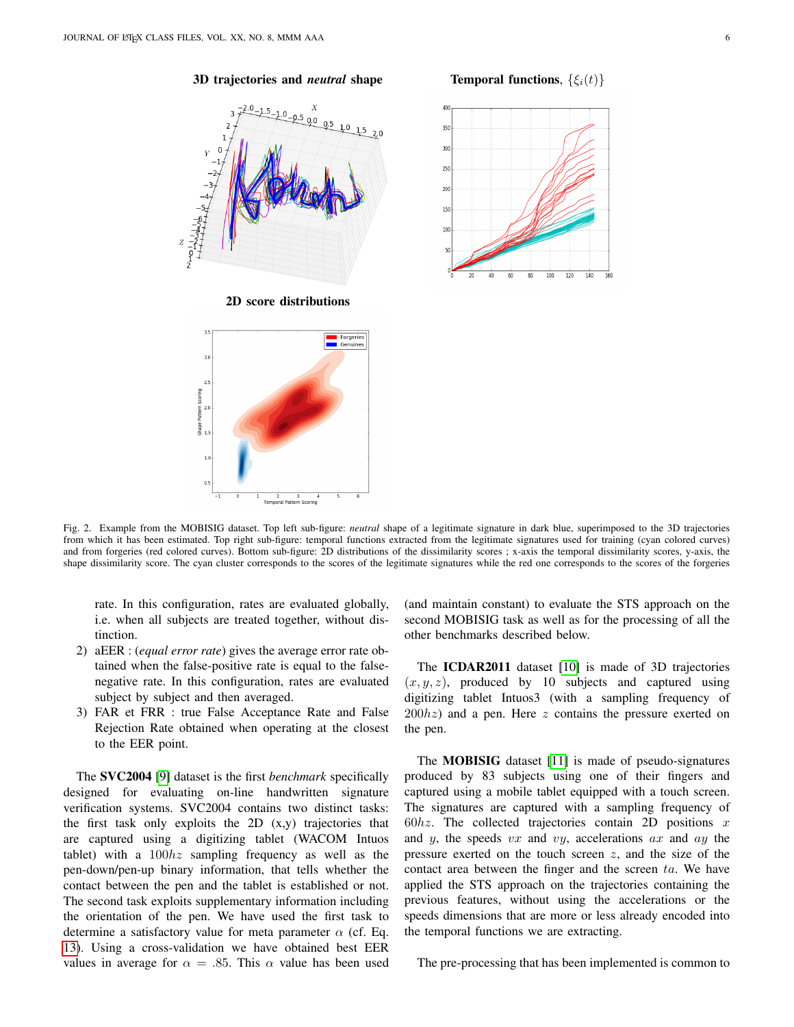3D trajectories and *neutral* shape

Temporal functions, $\{\xi_i(t)\}$

2D score distributions

Fig. 2. Example from the MOBISIG dataset. Top left sub-figure: *neutral* shape of a legitimate signature in dark blue, superimposed to the 3D trajectories from which it has been estimated. Top right sub-figure: temporal functions extracted from the legitimate signatures used for training (cyan colored curves) and from forgeries (red colored curves). Bottom sub-figure: 2D distributions of the dissimilarity scores ; x-axis the temporal dissimilarity scores, y-axis, the shape dissimilarity score. The cyan cluster corresponds to the scores of the legitimate signatures while the red one corresponds to the scores of the forgeries

rate. In this configuration, rates are evaluated globally, i.e. when all subjects are treated together, without distinction.

2) aEER : (*equal error rate*) gives the average error rate obtained when the false-positive rate is equal to the false-negative rate. In this configuration, rates are evaluated subject by subject and then averaged.
3) FAR et FRR : true False Acceptance Rate and False Rejection Rate obtained when operating at the closest to the EER point.

The **SVC2004** [9] dataset is the first *benchmark* specifically designed for evaluating on-line handwritten signature verification systems. SVC2004 contains two distinct tasks: the first task only exploits the 2D (x,y) trajectories that are captured using a digitizing tablet (WACOM Intuos tablet) with a $100hz$ sampling frequency as well as the pen-down/pen-up binary information, that tells whether the contact between the pen and the tablet is established or not. The second task exploits supplementary information including the orientation of the pen. We have used the first task to determine a satisfactory value for meta parameter $\alpha$ (cf. Eq. 13). Using a cross-validation we have obtained best EER values in average for $\alpha = .85$. This $\alpha$ value has been used (and maintain constant) to evaluate the STS approach on the second MOBISIG task as well as for the processing of all the other benchmarks described below.

The **ICDAR2011** dataset [10] is made of 3D trajectories $(x, y, z)$, produced by 10 subjects and captured using digitizing tablet Intuos3 (with a sampling frequency of $200hz$) and a pen. Here $z$ contains the pressure exerted on the pen.

The **MOBISIG** dataset [11] is made of pseudo-signatures produced by 83 subjects using one of their fingers and captured using a mobile tablet equipped with a touch screen. The signatures are captured with a sampling frequency of $60hz$. The collected trajectories contain 2D positions $x$ and $y$, the speeds $vx$ and $vy$, accelerations $ax$ and $ay$ the pressure exerted on the touch screen $z$, and the size of the contact area between the finger and the screen $ta$. We have applied the STS approach on the trajectories containing the previous features, without using the accelerations or the speeds dimensions that are more or less already encoded into the temporal functions we are extracting.

The pre-processing that has been implemented is common to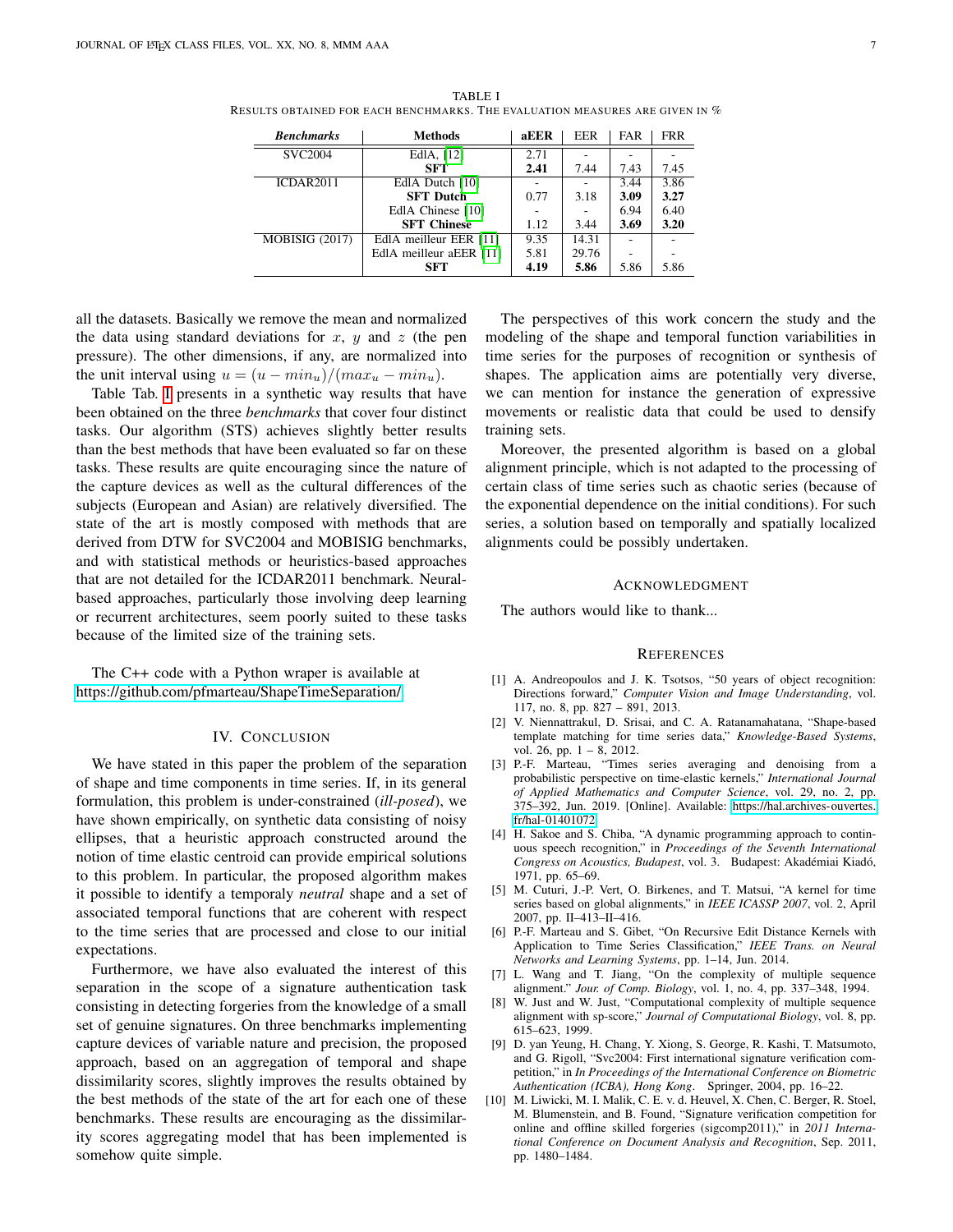TABLE I
RESULTS OBTAINED FOR EACH BENCHMARKS. THE EVALUATION MEASURES ARE GIVEN IN %

| ***Benchmarks*** | **Methods** | **aEER** | EER | FAR | FRR |
|---|---|---|---|---|---|
| SVC2004 | EdlA, [12] | 2.71 | - | - | - |
| | **SFT** | **2.41** | 7.44 | 7.43 | 7.45 |
| ICDAR2011 | EdlA Dutch [10] | - | - | 3.44 | 3.86 |
| | **SFT Dutch** | 0.77 | 3.18 | **3.09** | **3.27** |
| | EdlA Chinese [10] | - | - | 6.94 | 6.40 |
| | **SFT Chinese** | 1.12 | 3.44 | **3.69** | **3.20** |
| MOBISIG (2017) | EdlA meilleur EER [11] | 9.35 | 14.31 | - | - |
| | EdlA meilleur aEER [11] | 5.81 | 29.76 | - | - |
| | **SFT** | **4.19** | **5.86** | 5.86 | 5.86 |

all the datasets. Basically we remove the mean and normalized the data using standard deviations for $x$, $y$ and $z$ (the pen pressure). The other dimensions, if any, are normalized into the unit interval using $u = (u - min_u)/(max_u - min_u)$.

Table Tab. I presents in a synthetic way results that have been obtained on the three *benchmarks* that cover four distinct tasks. Our algorithm (STS) achieves slightly better results than the best methods that have been evaluated so far on these tasks. These results are quite encouraging since the nature of the capture devices as well as the cultural differences of the subjects (European and Asian) are relatively diversified. The state of the art is mostly composed with methods that are derived from DTW for SVC2004 and MOBISIG benchmarks, and with statistical methods or heuristics-based approaches that are not detailed for the ICDAR2011 benchmark. Neural-based approaches, particularly those involving deep learning or recurrent architectures, seem poorly suited to these tasks because of the limited size of the training sets.

The C++ code with a Python wraper is available at https://github.com/pfmarteau/ShapeTimeSeparation/

## IV. CONCLUSION

We have stated in this paper the problem of the separation of shape and time components in time series. If, in its general formulation, this problem is under-constrained (*ill-posed*), we have shown empirically, on synthetic data consisting of noisy ellipses, that a heuristic approach constructed around the notion of time elastic centroid can provide empirical solutions to this problem. In particular, the proposed algorithm makes it possible to identify a temporaly *neutral* shape and a set of associated temporal functions that are coherent with respect to the time series that are processed and close to our initial expectations.

Furthermore, we have also evaluated the interest of this separation in the scope of a signature authentication task consisting in detecting forgeries from the knowledge of a small set of genuine signatures. On three benchmarks implementing capture devices of variable nature and precision, the proposed approach, based on an aggregation of temporal and shape dissimilarity scores, slightly improves the results obtained by the best methods of the state of the art for each one of these benchmarks. These results are encouraging as the dissimilarity scores aggregating model that has been implemented is somehow quite simple.

The perspectives of this work concern the study and the modeling of the shape and temporal function variabilities in time series for the purposes of recognition or synthesis of shapes. The application aims are potentially very diverse, we can mention for instance the generation of expressive movements or realistic data that could be used to densify training sets.

Moreover, the presented algorithm is based on a global alignment principle, which is not adapted to the processing of certain class of time series such as chaotic series (because of the exponential dependence on the initial conditions). For such series, a solution based on temporally and spatially localized alignments could be possibly undertaken.

## ACKNOWLEDGMENT

The authors would like to thank...

## REFERENCES

[1] A. Andreopoulos and J. K. Tsotsos, “50 years of object recognition: Directions forward,” *Computer Vision and Image Understanding*, vol. 117, no. 8, pp. 827 – 891, 2013.

[2] V. Niennattrakul, D. Srisai, and C. A. Ratanamahatana, “Shape-based template matching for time series data,” *Knowledge-Based Systems*, vol. 26, pp. 1 – 8, 2012.

[3] P.-F. Marteau, “Times series averaging and denoising from a probabilistic perspective on time-elastic kernels,” *International Journal of Applied Mathematics and Computer Science*, vol. 29, no. 2, pp. 375–392, Jun. 2019. [Online]. Available: https://hal.archives-ouvertes.fr/hal-01401072

[4] H. Sakoe and S. Chiba, “A dynamic programming approach to continuous speech recognition,” in *Proceedings of the Seventh International Congress on Acoustics, Budapest*, vol. 3. Budapest: Akadémiai Kiadó, 1971, pp. 65–69.

[5] M. Cuturi, J.-P. Vert, O. Birkenes, and T. Matsui, “A kernel for time series based on global alignments,” in *IEEE ICASSP 2007*, vol. 2, April 2007, pp. II–413–II–416.

[6] P.-F. Marteau and S. Gibet, “On Recursive Edit Distance Kernels with Application to Time Series Classification,” *IEEE Trans. on Neural Networks and Learning Systems*, pp. 1–14, Jun. 2014.

[7] L. Wang and T. Jiang, “On the complexity of multiple sequence alignment.” *Jour. of Comp. Biology*, vol. 1, no. 4, pp. 337–348, 1994.

[8] W. Just and W. Just, “Computational complexity of multiple sequence alignment with sp-score,” *Journal of Computational Biology*, vol. 8, pp. 615–623, 1999.

[9] D. yan Yeung, H. Chang, Y. Xiong, S. George, R. Kashi, T. Matsumoto, and G. Rigoll, “Svc2004: First international signature verification competition,” in *In Proceedings of the International Conference on Biometric Authentication (ICBA), Hong Kong*. Springer, 2004, pp. 16–22.

[10] M. Liwicki, M. I. Malik, C. E. v. d. Heuvel, X. Chen, C. Berger, R. Stoel, M. Blumenstein, and B. Found, “Signature verification competition for online and offline skilled forgeries (sigcomp2011),” in *2011 International Conference on Document Analysis and Recognition*, Sep. 2011, pp. 1480–1484.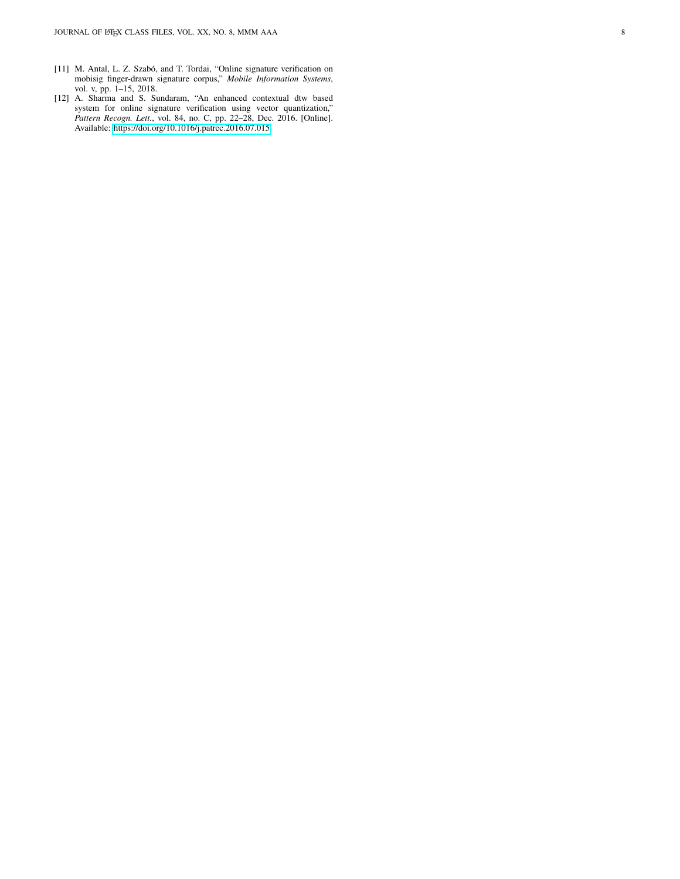[11] M. Antal, L. Z. Szabó, and T. Tordai, "Online signature verification on mobisig finger-drawn signature corpus," *Mobile Information Systems*, vol. v, pp. 1–15, 2018.

[12] A. Sharma and S. Sundaram, "An enhanced contextual dtw based system for online signature verification using vector quantization," *Pattern Recogn. Lett.*, vol. 84, no. C, pp. 22–28, Dec. 2016. [Online]. Available: https://doi.org/10.1016/j.patrec.2016.07.015